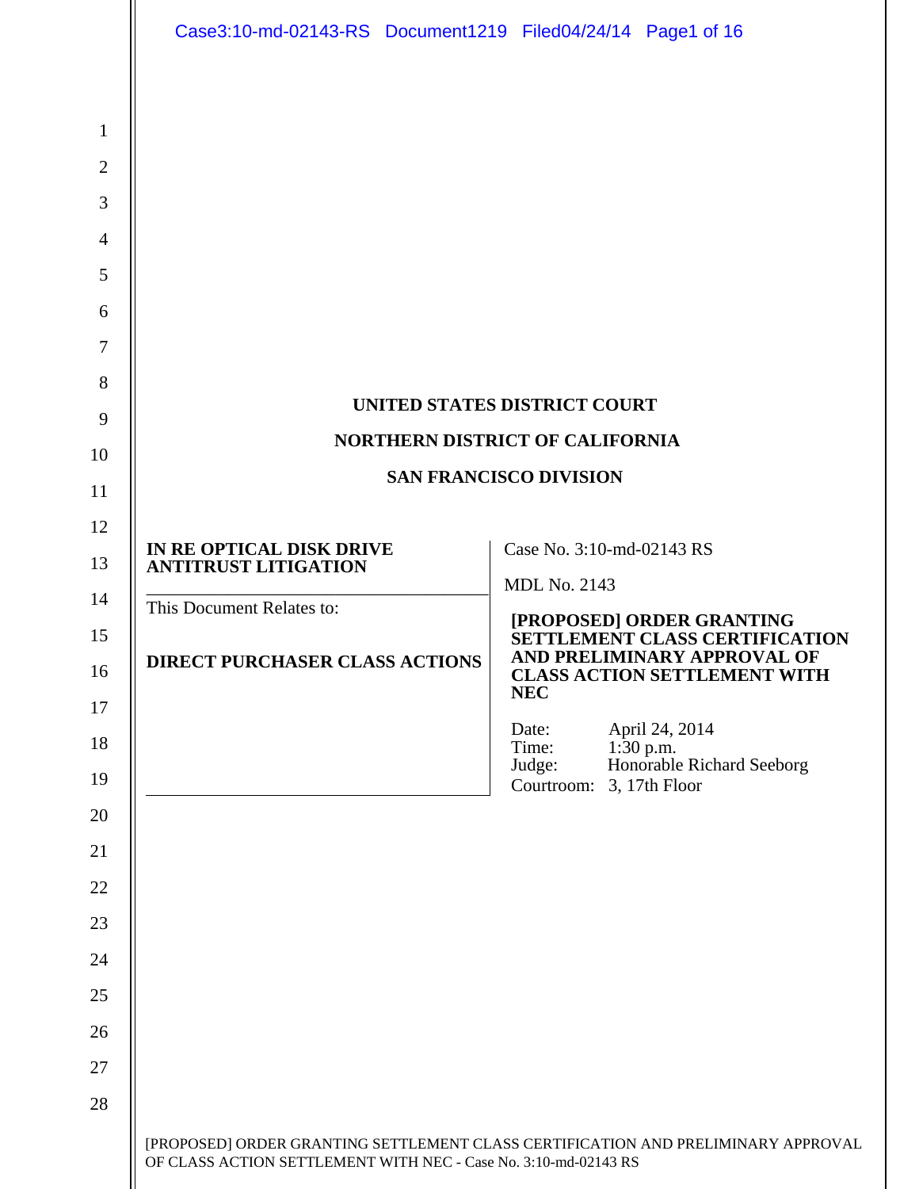**UNITED STATES DISTRICT COURT**

**NORTHERN DISTRICT OF CALIFORNIA**

**SAN FRANCISCO DIVISION**

| | |
|---|---|
| **IN RE OPTICAL DISK DRIVE ANTITRUST LITIGATION** | Case No. 3:10-md-02143 RS |
| | MDL No. 2143 |
| This Document Relates to: | **[PROPOSED] ORDER GRANTING SETTLEMENT CLASS CERTIFICATION AND PRELIMINARY APPROVAL OF CLASS ACTION SETTLEMENT WITH NEC** |
| **DIRECT PURCHASER CLASS ACTIONS** | Date: April 24, 2014<br>Time: 1:30 p.m.<br>Judge: Honorable Richard Seeborg<br>Courtroom: 3, 17th Floor |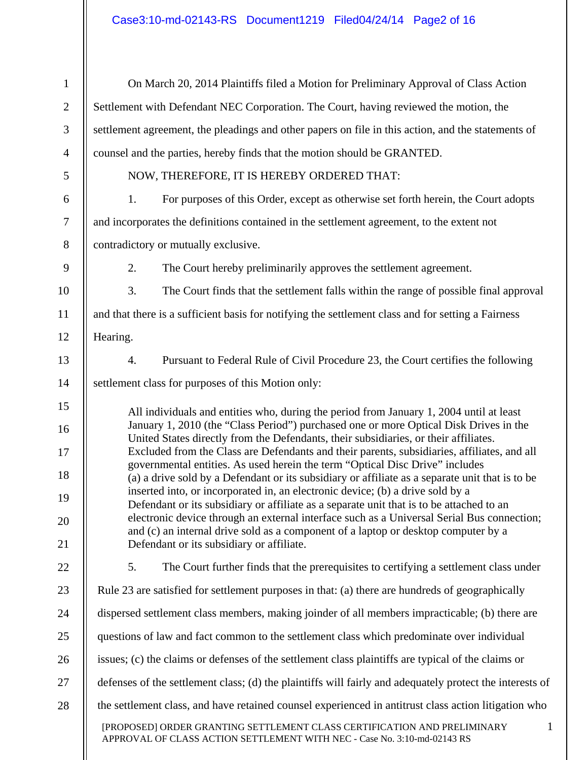On March 20, 2014 Plaintiffs filed a Motion for Preliminary Approval of Class Action Settlement with Defendant NEC Corporation. The Court, having reviewed the motion, the settlement agreement, the pleadings and other papers on file in this action, and the statements of counsel and the parties, hereby finds that the motion should be GRANTED.

NOW, THEREFORE, IT IS HEREBY ORDERED THAT:

1. For purposes of this Order, except as otherwise set forth herein, the Court adopts and incorporates the definitions contained in the settlement agreement, to the extent not contradictory or mutually exclusive.

2. The Court hereby preliminarily approves the settlement agreement.

3. The Court finds that the settlement falls within the range of possible final approval and that there is a sufficient basis for notifying the settlement class and for setting a Fairness Hearing.

4. Pursuant to Federal Rule of Civil Procedure 23, the Court certifies the following settlement class for purposes of this Motion only:

> All individuals and entities who, during the period from January 1, 2004 until at least January 1, 2010 (the "Class Period") purchased one or more Optical Disk Drives in the United States directly from the Defendants, their subsidiaries, or their affiliates. Excluded from the Class are Defendants and their parents, subsidiaries, affiliates, and all governmental entities. As used herein the term "Optical Disc Drive" includes (a) a drive sold by a Defendant or its subsidiary or affiliate as a separate unit that is to be inserted into, or incorporated in, an electronic device; (b) a drive sold by a Defendant or its subsidiary or affiliate as a separate unit that is to be attached to an electronic device through an external interface such as a Universal Serial Bus connection; and (c) an internal drive sold as a component of a laptop or desktop computer by a Defendant or its subsidiary or affiliate.

5. The Court further finds that the prerequisites to certifying a settlement class under Rule 23 are satisfied for settlement purposes in that: (a) there are hundreds of geographically dispersed settlement class members, making joinder of all members impracticable; (b) there are questions of law and fact common to the settlement class which predominate over individual issues; (c) the claims or defenses of the settlement class plaintiffs are typical of the claims or defenses of the settlement class; (d) the plaintiffs will fairly and adequately protect the interests of the settlement class, and have retained counsel experienced in antitrust class action litigation who

[PROPOSED] ORDER GRANTING SETTLEMENT CLASS CERTIFICATION AND PRELIMINARY APPROVAL OF CLASS ACTION SETTLEMENT WITH NEC - Case No. 3:10-md-02143 RS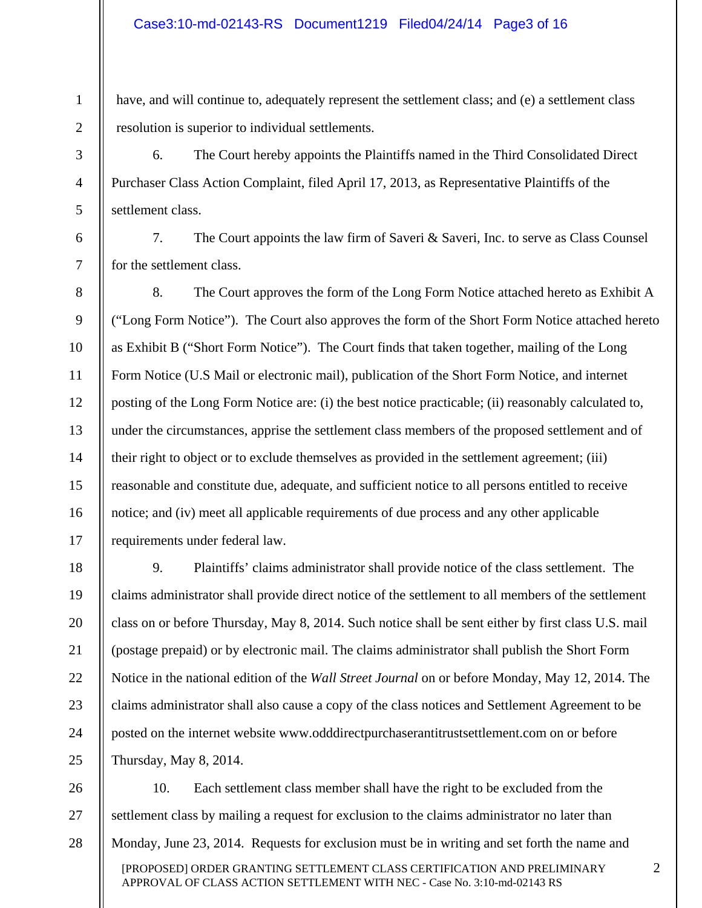have, and will continue to, adequately represent the settlement class; and (e) a settlement class resolution is superior to individual settlements.

6. The Court hereby appoints the Plaintiffs named in the Third Consolidated Direct Purchaser Class Action Complaint, filed April 17, 2013, as Representative Plaintiffs of the settlement class.

7. The Court appoints the law firm of Saveri & Saveri, Inc. to serve as Class Counsel for the settlement class.

8. The Court approves the form of the Long Form Notice attached hereto as Exhibit A ("Long Form Notice"). The Court also approves the form of the Short Form Notice attached hereto as Exhibit B ("Short Form Notice"). The Court finds that taken together, mailing of the Long Form Notice (U.S Mail or electronic mail), publication of the Short Form Notice, and internet posting of the Long Form Notice are: (i) the best notice practicable; (ii) reasonably calculated to, under the circumstances, apprise the settlement class members of the proposed settlement and of their right to object or to exclude themselves as provided in the settlement agreement; (iii) reasonable and constitute due, adequate, and sufficient notice to all persons entitled to receive notice; and (iv) meet all applicable requirements of due process and any other applicable requirements under federal law.

9. Plaintiffs' claims administrator shall provide notice of the class settlement. The claims administrator shall provide direct notice of the settlement to all members of the settlement class on or before Thursday, May 8, 2014. Such notice shall be sent either by first class U.S. mail (postage prepaid) or by electronic mail. The claims administrator shall publish the Short Form Notice in the national edition of the *Wall Street Journal* on or before Monday, May 12, 2014. The claims administrator shall also cause a copy of the class notices and Settlement Agreement to be posted on the internet website www.odddirectpurchaserantitrustsettlement.com on or before Thursday, May 8, 2014.

10. Each settlement class member shall have the right to be excluded from the settlement class by mailing a request for exclusion to the claims administrator no later than Monday, June 23, 2014. Requests for exclusion must be in writing and set forth the name and

[PROPOSED] ORDER GRANTING SETTLEMENT CLASS CERTIFICATION AND PRELIMINARY APPROVAL OF CLASS ACTION SETTLEMENT WITH NEC - Case No. 3:10-md-02143 RS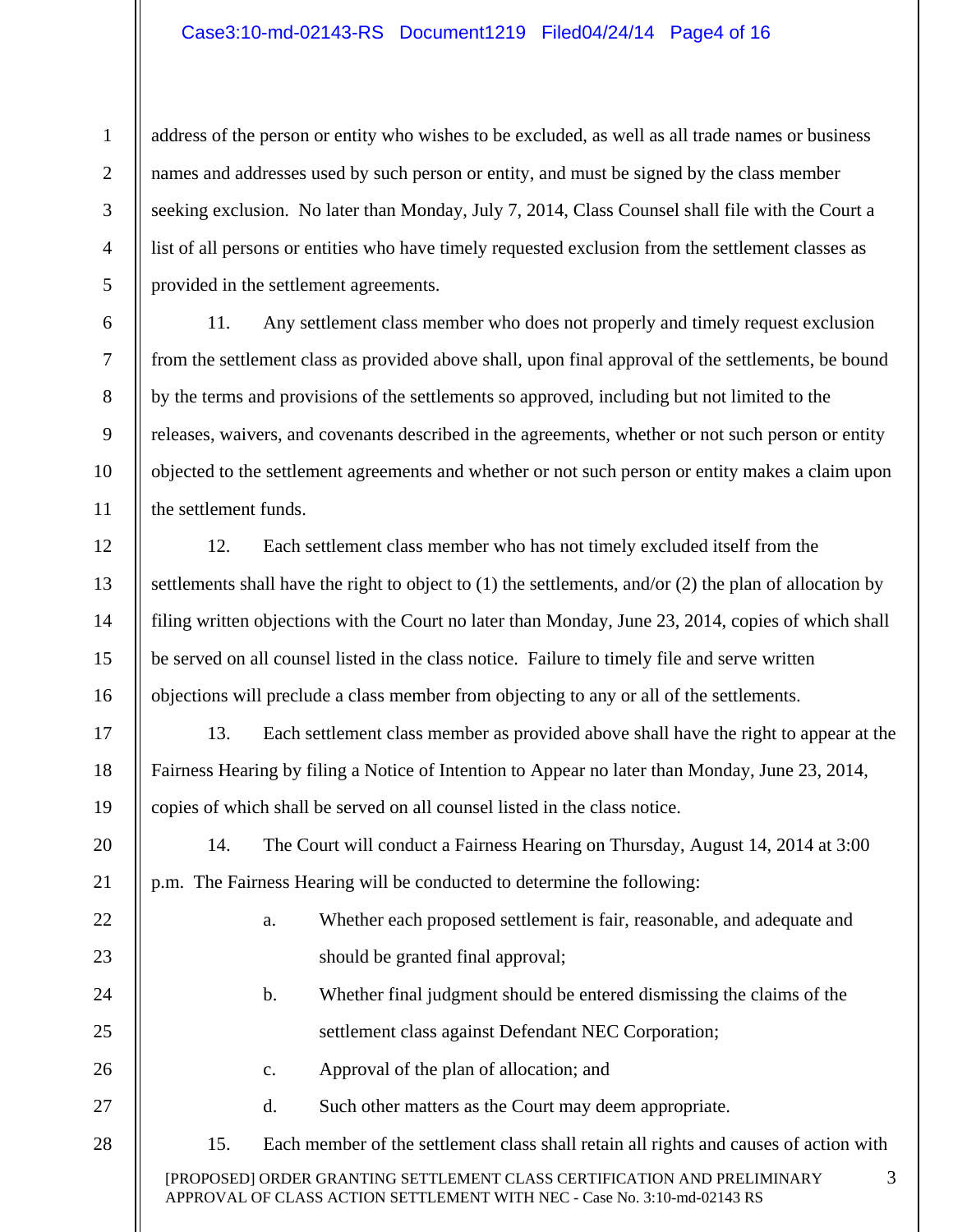address of the person or entity who wishes to be excluded, as well as all trade names or business names and addresses used by such person or entity, and must be signed by the class member seeking exclusion. No later than Monday, July 7, 2014, Class Counsel shall file with the Court a list of all persons or entities who have timely requested exclusion from the settlement classes as provided in the settlement agreements.

11. Any settlement class member who does not properly and timely request exclusion from the settlement class as provided above shall, upon final approval of the settlements, be bound by the terms and provisions of the settlements so approved, including but not limited to the releases, waivers, and covenants described in the agreements, whether or not such person or entity objected to the settlement agreements and whether or not such person or entity makes a claim upon the settlement funds.

12. Each settlement class member who has not timely excluded itself from the settlements shall have the right to object to (1) the settlements, and/or (2) the plan of allocation by filing written objections with the Court no later than Monday, June 23, 2014, copies of which shall be served on all counsel listed in the class notice. Failure to timely file and serve written objections will preclude a class member from objecting to any or all of the settlements.

13. Each settlement class member as provided above shall have the right to appear at the Fairness Hearing by filing a Notice of Intention to Appear no later than Monday, June 23, 2014, copies of which shall be served on all counsel listed in the class notice.

14. The Court will conduct a Fairness Hearing on Thursday, August 14, 2014 at 3:00 p.m. The Fairness Hearing will be conducted to determine the following:

a. Whether each proposed settlement is fair, reasonable, and adequate and should be granted final approval;

b. Whether final judgment should be entered dismissing the claims of the settlement class against Defendant NEC Corporation;

c. Approval of the plan of allocation; and

d. Such other matters as the Court may deem appropriate.

15. Each member of the settlement class shall retain all rights and causes of action with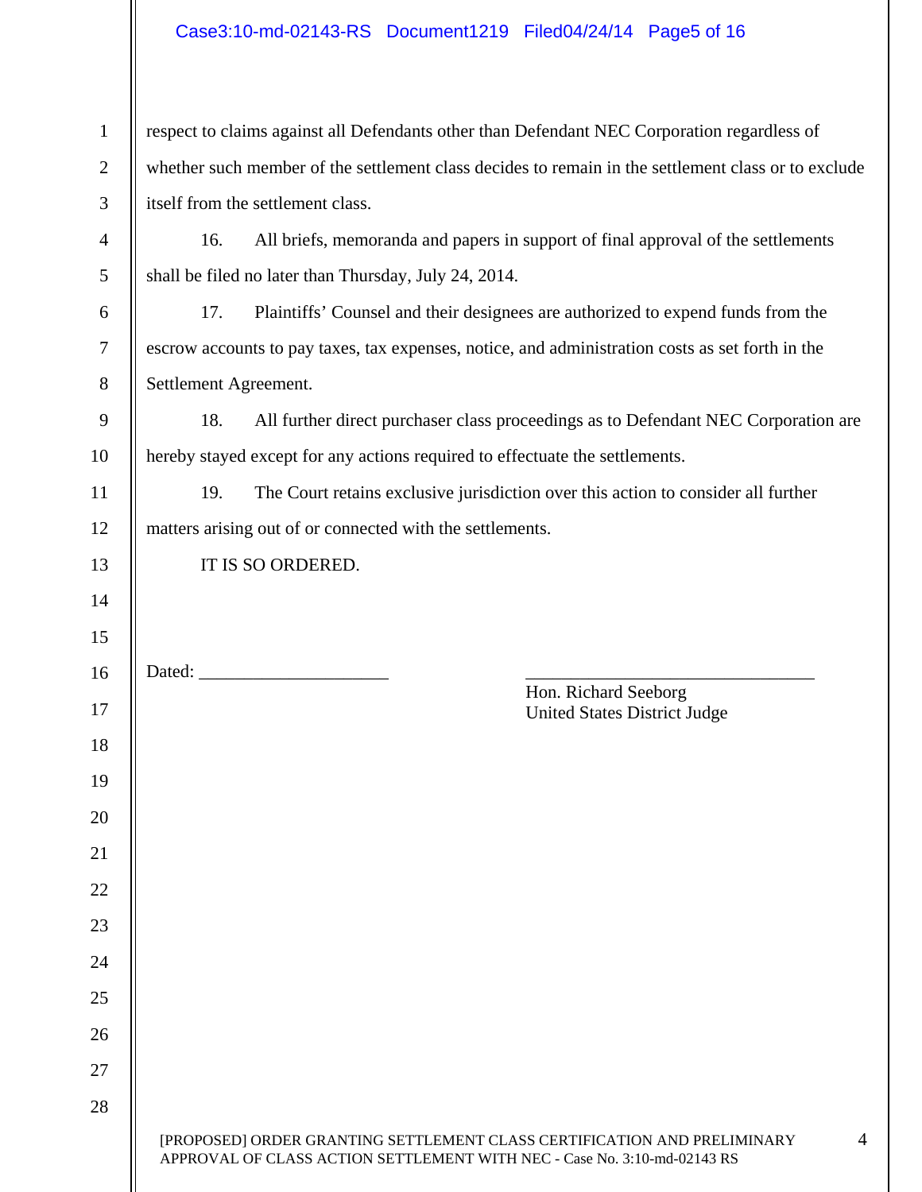respect to claims against all Defendants other than Defendant NEC Corporation regardless of whether such member of the settlement class decides to remain in the settlement class or to exclude itself from the settlement class.

16. All briefs, memoranda and papers in support of final approval of the settlements shall be filed no later than Thursday, July 24, 2014.

17. Plaintiffs' Counsel and their designees are authorized to expend funds from the escrow accounts to pay taxes, tax expenses, notice, and administration costs as set forth in the Settlement Agreement.

18. All further direct purchaser class proceedings as to Defendant NEC Corporation are hereby stayed except for any actions required to effectuate the settlements.

19. The Court retains exclusive jurisdiction over this action to consider all further matters arising out of or connected with the settlements.

IT IS SO ORDERED.

Dated: ____________________

________________________________
Hon. Richard Seeborg
United States District Judge

[PROPOSED] ORDER GRANTING SETTLEMENT CLASS CERTIFICATION AND PRELIMINARY APPROVAL OF CLASS ACTION SETTLEMENT WITH NEC - Case No. 3:10-md-02143 RS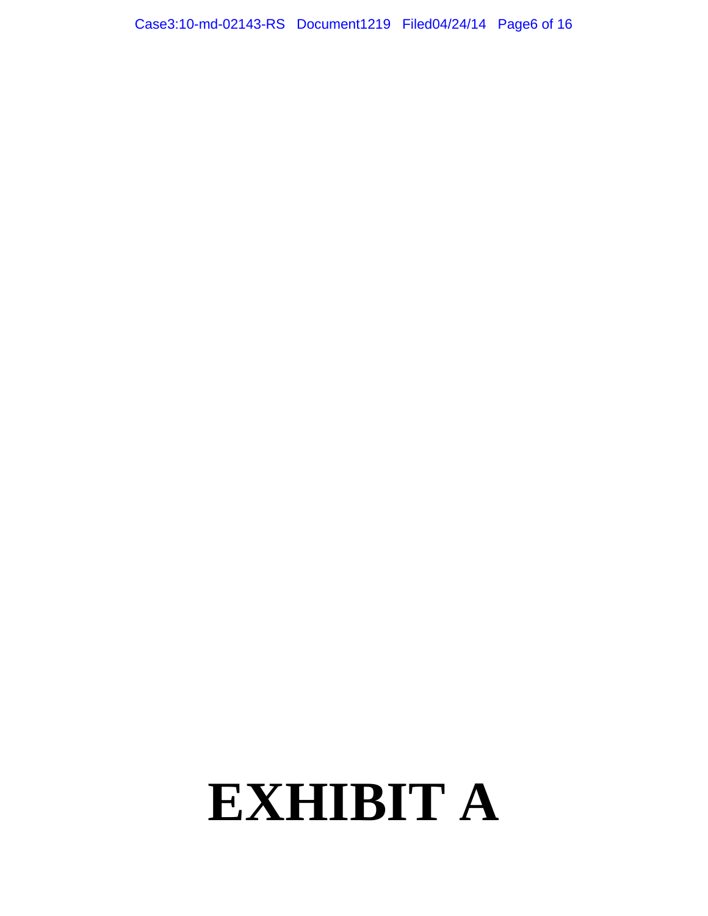# EXHIBIT A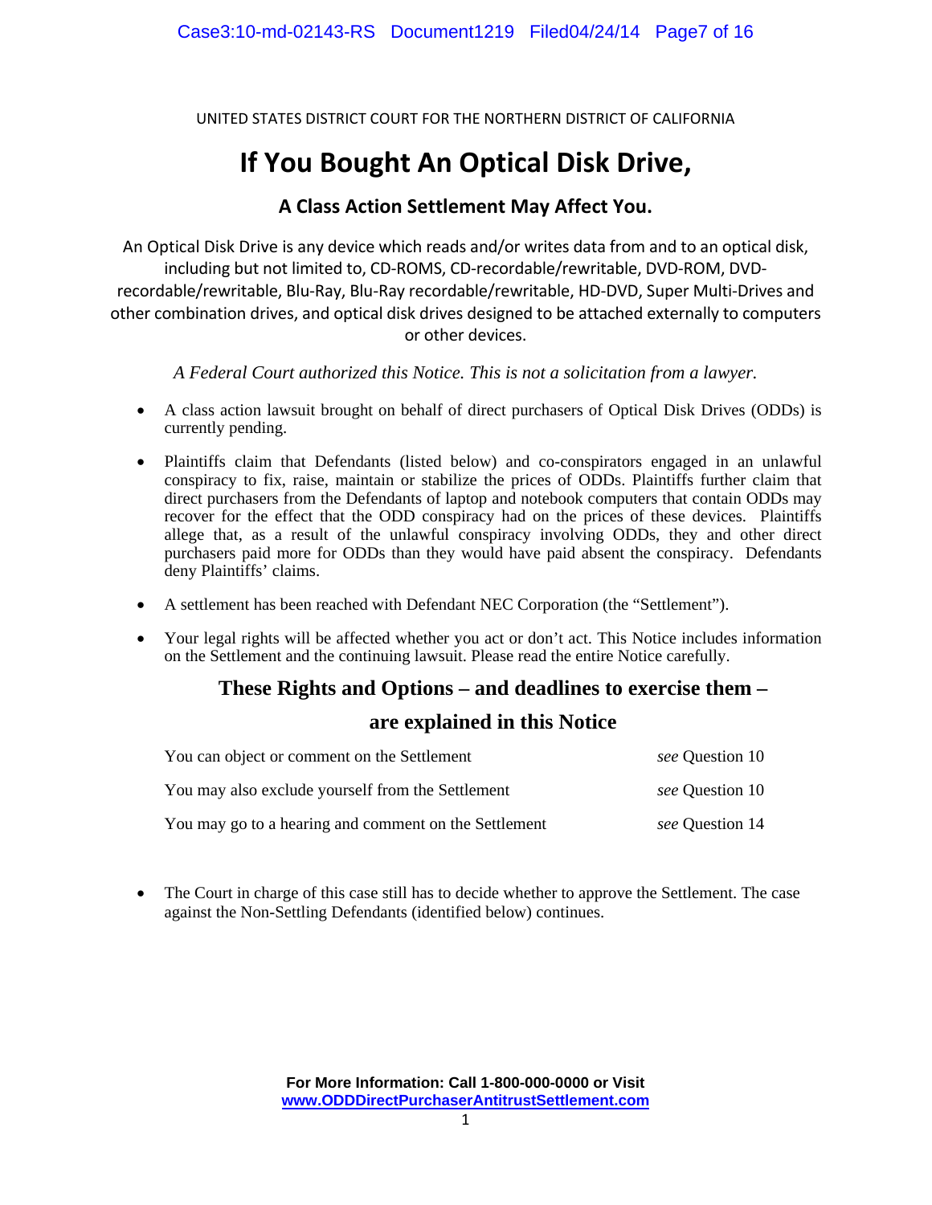UNITED STATES DISTRICT COURT FOR THE NORTHERN DISTRICT OF CALIFORNIA

# If You Bought An Optical Disk Drive,

## A Class Action Settlement May Affect You.

An Optical Disk Drive is any device which reads and/or writes data from and to an optical disk, including but not limited to, CD-ROMS, CD-recordable/rewritable, DVD-ROM, DVD-recordable/rewritable, Blu-Ray, Blu-Ray recordable/rewritable, HD-DVD, Super Multi-Drives and other combination drives, and optical disk drives designed to be attached externally to computers or other devices.

*A Federal Court authorized this Notice. This is not a solicitation from a lawyer.*

- A class action lawsuit brought on behalf of direct purchasers of Optical Disk Drives (ODDs) is currently pending.
- Plaintiffs claim that Defendants (listed below) and co-conspirators engaged in an unlawful conspiracy to fix, raise, maintain or stabilize the prices of ODDs. Plaintiffs further claim that direct purchasers from the Defendants of laptop and notebook computers that contain ODDs may recover for the effect that the ODD conspiracy had on the prices of these devices. Plaintiffs allege that, as a result of the unlawful conspiracy involving ODDs, they and other direct purchasers paid more for ODDs than they would have paid absent the conspiracy. Defendants deny Plaintiffs' claims.
- A settlement has been reached with Defendant NEC Corporation (the "Settlement").
- Your legal rights will be affected whether you act or don't act. This Notice includes information on the Settlement and the continuing lawsuit. Please read the entire Notice carefully.

### These Rights and Options – and deadlines to exercise them – are explained in this Notice

| | |
|---|---|
| You can object or comment on the Settlement | *see* Question 10 |
| You may also exclude yourself from the Settlement | *see* Question 10 |
| You may go to a hearing and comment on the Settlement | *see* Question 14 |

- The Court in charge of this case still has to decide whether to approve the Settlement. The case against the Non-Settling Defendants (identified below) continues.

**For More Information: Call 1-800-000-0000 or Visit www.ODDDirectPurchaserAntitrustSettlement.com**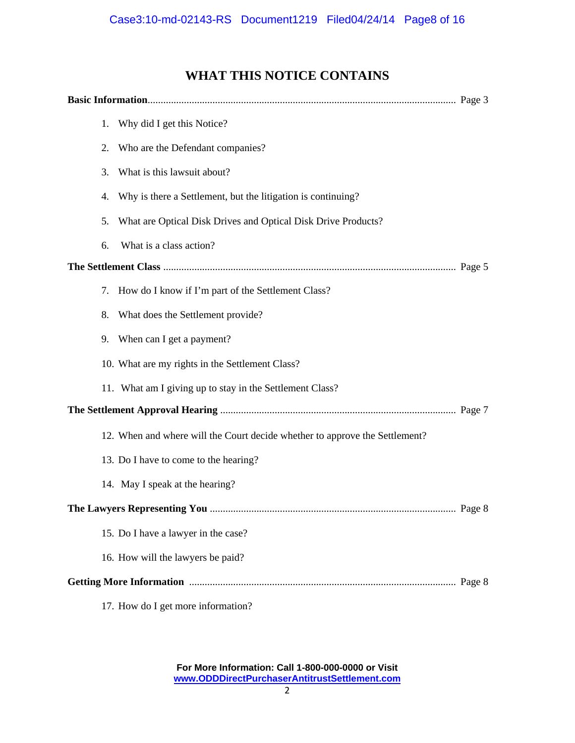# WHAT THIS NOTICE CONTAINS

**Basic Information**........................................................................................................ Page 3

1. Why did I get this Notice?
2. Who are the Defendant companies?
3. What is this lawsuit about?
4. Why is there a Settlement, but the litigation is continuing?
5. What are Optical Disk Drives and Optical Disk Drive Products?
6. What is a class action?

**The Settlement Class** .................................................................................................. Page 5

7. How do I know if I'm part of the Settlement Class?
8. What does the Settlement provide?
9. When can I get a payment?
10. What are my rights in the Settlement Class?
11. What am I giving up to stay in the Settlement Class?

**The Settlement Approval Hearing** ............................................................................ Page 7

12. When and where will the Court decide whether to approve the Settlement?
13. Do I have to come to the hearing?
14. May I speak at the hearing?

**The Lawyers Representing You** ............................................................................... Page 8

15. Do I have a lawyer in the case?
16. How will the lawyers be paid?

**Getting More Information** ....................................................................................... Page 8

17. How do I get more information?

**For More Information: Call 1-800-000-0000 or Visit www.ODDDirectPurchaserAntitrustSettlement.com**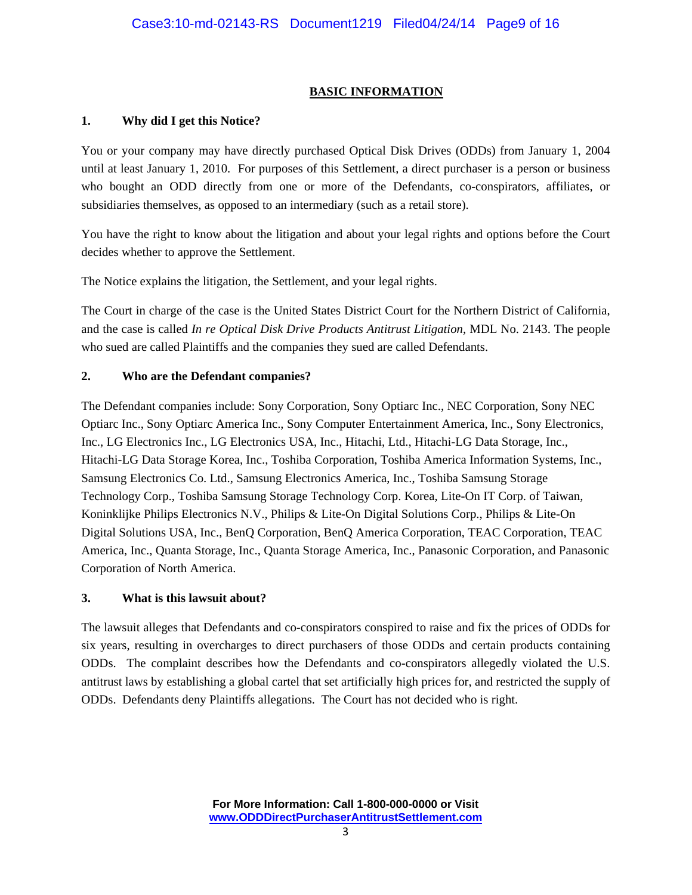## BASIC INFORMATION

### 1. Why did I get this Notice?

You or your company may have directly purchased Optical Disk Drives (ODDs) from January 1, 2004 until at least January 1, 2010. For purposes of this Settlement, a direct purchaser is a person or business who bought an ODD directly from one or more of the Defendants, co-conspirators, affiliates, or subsidiaries themselves, as opposed to an intermediary (such as a retail store).

You have the right to know about the litigation and about your legal rights and options before the Court decides whether to approve the Settlement.

The Notice explains the litigation, the Settlement, and your legal rights.

The Court in charge of the case is the United States District Court for the Northern District of California, and the case is called *In re Optical Disk Drive Products Antitrust Litigation*, MDL No. 2143. The people who sued are called Plaintiffs and the companies they sued are called Defendants.

### 2. Who are the Defendant companies?

The Defendant companies include: Sony Corporation, Sony Optiarc Inc., NEC Corporation, Sony NEC Optiarc Inc., Sony Optiarc America Inc., Sony Computer Entertainment America, Inc., Sony Electronics, Inc., LG Electronics Inc., LG Electronics USA, Inc., Hitachi, Ltd., Hitachi-LG Data Storage, Inc., Hitachi-LG Data Storage Korea, Inc., Toshiba Corporation, Toshiba America Information Systems, Inc., Samsung Electronics Co. Ltd., Samsung Electronics America, Inc., Toshiba Samsung Storage Technology Corp., Toshiba Samsung Storage Technology Corp. Korea, Lite-On IT Corp. of Taiwan, Koninklijke Philips Electronics N.V., Philips & Lite-On Digital Solutions Corp., Philips & Lite-On Digital Solutions USA, Inc., BenQ Corporation, BenQ America Corporation, TEAC Corporation, TEAC America, Inc., Quanta Storage, Inc., Quanta Storage America, Inc., Panasonic Corporation, and Panasonic Corporation of North America.

### 3. What is this lawsuit about?

The lawsuit alleges that Defendants and co-conspirators conspired to raise and fix the prices of ODDs for six years, resulting in overcharges to direct purchasers of those ODDs and certain products containing ODDs. The complaint describes how the Defendants and co-conspirators allegedly violated the U.S. antitrust laws by establishing a global cartel that set artificially high prices for, and restricted the supply of ODDs. Defendants deny Plaintiffs allegations. The Court has not decided who is right.

**For More Information: Call 1-800-000-0000 or Visit [www.ODDDirectPurchaserAntitrustSettlement.com](http://www.ODDDirectPurchaserAntitrustSettlement.com)**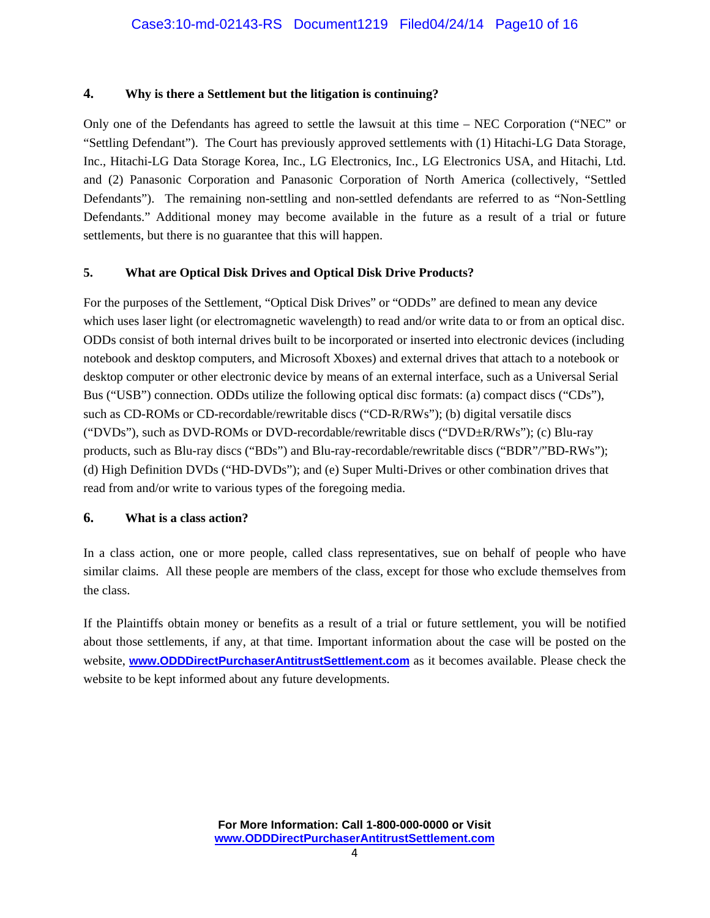### 4. Why is there a Settlement but the litigation is continuing?

Only one of the Defendants has agreed to settle the lawsuit at this time – NEC Corporation ("NEC" or "Settling Defendant"). The Court has previously approved settlements with (1) Hitachi-LG Data Storage, Inc., Hitachi-LG Data Storage Korea, Inc., LG Electronics, Inc., LG Electronics USA, and Hitachi, Ltd. and (2) Panasonic Corporation and Panasonic Corporation of North America (collectively, "Settled Defendants"). The remaining non-settling and non-settled defendants are referred to as "Non-Settling Defendants." Additional money may become available in the future as a result of a trial or future settlements, but there is no guarantee that this will happen.

### 5. What are Optical Disk Drives and Optical Disk Drive Products?

For the purposes of the Settlement, "Optical Disk Drives" or "ODDs" are defined to mean any device which uses laser light (or electromagnetic wavelength) to read and/or write data to or from an optical disc. ODDs consist of both internal drives built to be incorporated or inserted into electronic devices (including notebook and desktop computers, and Microsoft Xboxes) and external drives that attach to a notebook or desktop computer or other electronic device by means of an external interface, such as a Universal Serial Bus ("USB") connection. ODDs utilize the following optical disc formats: (a) compact discs ("CDs"), such as CD-ROMs or CD-recordable/rewritable discs ("CD-R/RWs"); (b) digital versatile discs ("DVDs"), such as DVD-ROMs or DVD-recordable/rewritable discs ("DVD±R/RWs"); (c) Blu-ray products, such as Blu-ray discs ("BDs") and Blu-ray-recordable/rewritable discs ("BDR"/"BD-RWs"); (d) High Definition DVDs ("HD-DVDs"); and (e) Super Multi-Drives or other combination drives that read from and/or write to various types of the foregoing media.

### 6. What is a class action?

In a class action, one or more people, called class representatives, sue on behalf of people who have similar claims. All these people are members of the class, except for those who exclude themselves from the class.

If the Plaintiffs obtain money or benefits as a result of a trial or future settlement, you will be notified about those settlements, if any, at that time. Important information about the case will be posted on the website, **www.ODDDirectPurchaserAntitrustSettlement.com** as it becomes available. Please check the website to be kept informed about any future developments.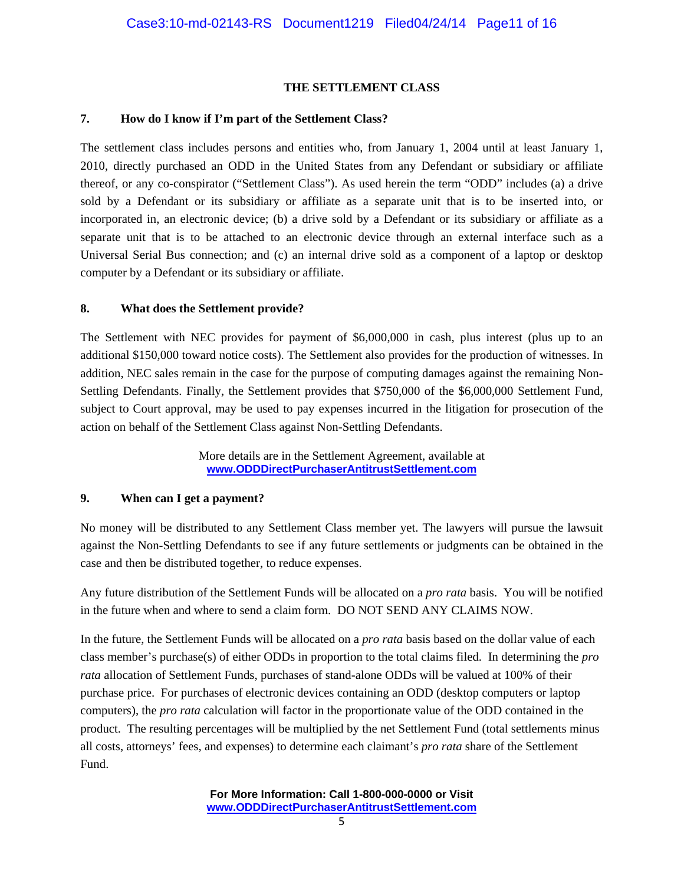## THE SETTLEMENT CLASS

### 7. How do I know if I'm part of the Settlement Class?

The settlement class includes persons and entities who, from January 1, 2004 until at least January 1, 2010, directly purchased an ODD in the United States from any Defendant or subsidiary or affiliate thereof, or any co-conspirator ("Settlement Class"). As used herein the term "ODD" includes (a) a drive sold by a Defendant or its subsidiary or affiliate as a separate unit that is to be inserted into, or incorporated in, an electronic device; (b) a drive sold by a Defendant or its subsidiary or affiliate as a separate unit that is to be attached to an electronic device through an external interface such as a Universal Serial Bus connection; and (c) an internal drive sold as a component of a laptop or desktop computer by a Defendant or its subsidiary or affiliate.

### 8. What does the Settlement provide?

The Settlement with NEC provides for payment of $6,000,000 in cash, plus interest (plus up to an additional $150,000 toward notice costs). The Settlement also provides for the production of witnesses. In addition, NEC sales remain in the case for the purpose of computing damages against the remaining Non-Settling Defendants. Finally, the Settlement provides that $750,000 of the $6,000,000 Settlement Fund, subject to Court approval, may be used to pay expenses incurred in the litigation for prosecution of the action on behalf of the Settlement Class against Non-Settling Defendants.

More details are in the Settlement Agreement, available at **www.ODDDirectPurchaserAntitrustSettlement.com**

### 9. When can I get a payment?

No money will be distributed to any Settlement Class member yet. The lawyers will pursue the lawsuit against the Non-Settling Defendants to see if any future settlements or judgments can be obtained in the case and then be distributed together, to reduce expenses.

Any future distribution of the Settlement Funds will be allocated on a *pro rata* basis. You will be notified in the future when and where to send a claim form. DO NOT SEND ANY CLAIMS NOW.

In the future, the Settlement Funds will be allocated on a *pro rata* basis based on the dollar value of each class member's purchase(s) of either ODDs in proportion to the total claims filed. In determining the *pro rata* allocation of Settlement Funds, purchases of stand-alone ODDs will be valued at 100% of their purchase price. For purchases of electronic devices containing an ODD (desktop computers or laptop computers), the *pro rata* calculation will factor in the proportionate value of the ODD contained in the product. The resulting percentages will be multiplied by the net Settlement Fund (total settlements minus all costs, attorneys' fees, and expenses) to determine each claimant's *pro rata* share of the Settlement Fund.

**For More Information: Call 1-800-000-0000 or Visit www.ODDDirectPurchaserAntitrustSettlement.com**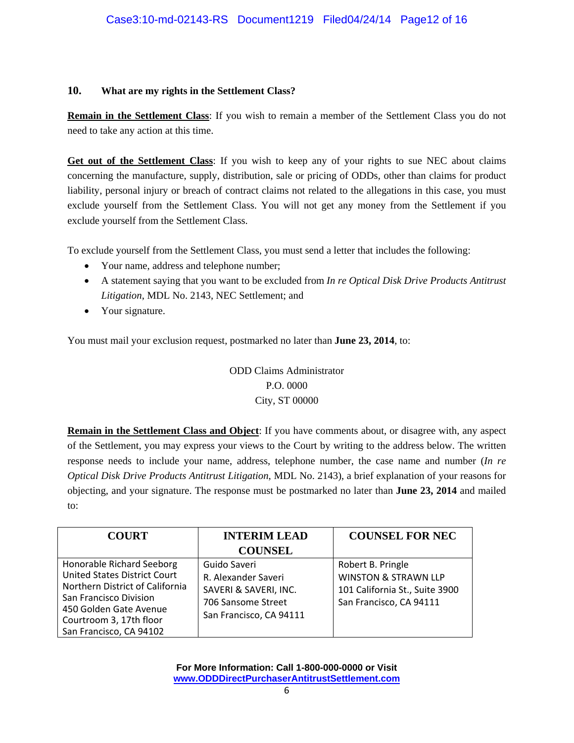### 10. What are my rights in the Settlement Class?

**Remain in the Settlement Class**: If you wish to remain a member of the Settlement Class you do not need to take any action at this time.

**Get out of the Settlement Class**: If you wish to keep any of your rights to sue NEC about claims concerning the manufacture, supply, distribution, sale or pricing of ODDs, other than claims for product liability, personal injury or breach of contract claims not related to the allegations in this case, you must exclude yourself from the Settlement Class. You will not get any money from the Settlement if you exclude yourself from the Settlement Class.

To exclude yourself from the Settlement Class, you must send a letter that includes the following:

- Your name, address and telephone number;
- A statement saying that you want to be excluded from *In re Optical Disk Drive Products Antitrust Litigation*, MDL No. 2143, NEC Settlement; and
- Your signature.

You must mail your exclusion request, postmarked no later than **June 23, 2014**, to:

ODD Claims Administrator
P.O. 0000
City, ST 00000

**Remain in the Settlement Class and Object**: If you have comments about, or disagree with, any aspect of the Settlement, you may express your views to the Court by writing to the address below. The written response needs to include your name, address, telephone number, the case name and number (*In re Optical Disk Drive Products Antitrust Litigation*, MDL No. 2143), a brief explanation of your reasons for objecting, and your signature. The response must be postmarked no later than **June 23, 2014** and mailed to:

| COURT | INTERIM LEAD COUNSEL | COUNSEL FOR NEC |
|---|---|---|
| Honorable Richard Seeborg<br>United States District Court<br>Northern District of California<br>San Francisco Division<br>450 Golden Gate Avenue<br>Courtroom 3, 17th floor<br>San Francisco, CA 94102 | Guido Saveri<br>R. Alexander Saveri<br>SAVERI & SAVERI, INC.<br>706 Sansome Street<br>San Francisco, CA 94111 | Robert B. Pringle<br>WINSTON & STRAWN LLP<br>101 California St., Suite 3900<br>San Francisco, CA 94111 |

**For More Information: Call 1-800-000-0000 or Visit www.ODDDirectPurchaserAntitrustSettlement.com**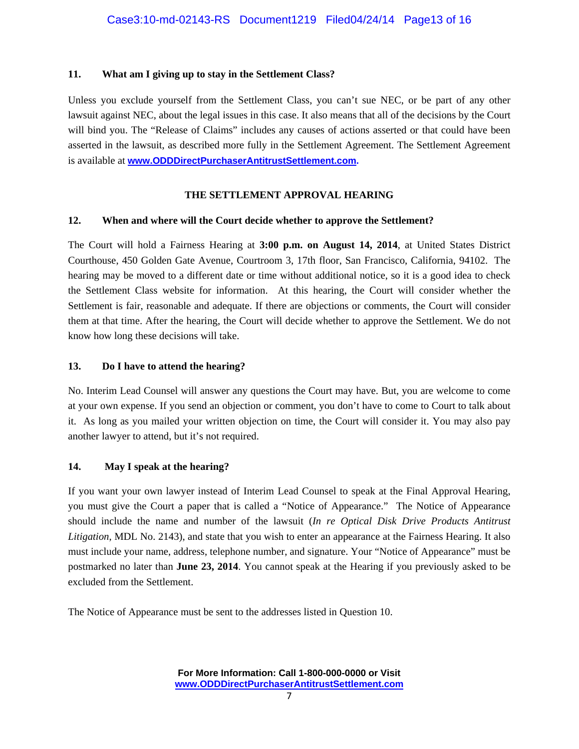### 11. What am I giving up to stay in the Settlement Class?

Unless you exclude yourself from the Settlement Class, you can't sue NEC, or be part of any other lawsuit against NEC, about the legal issues in this case. It also means that all of the decisions by the Court will bind you. The "Release of Claims" includes any causes of actions asserted or that could have been asserted in the lawsuit, as described more fully in the Settlement Agreement. The Settlement Agreement is available at **www.ODDDirectPurchaserAntitrustSettlement.com.**

## THE SETTLEMENT APPROVAL HEARING

### 12. When and where will the Court decide whether to approve the Settlement?

The Court will hold a Fairness Hearing at **3:00 p.m. on August 14, 2014**, at United States District Courthouse, 450 Golden Gate Avenue, Courtroom 3, 17th floor, San Francisco, California, 94102. The hearing may be moved to a different date or time without additional notice, so it is a good idea to check the Settlement Class website for information. At this hearing, the Court will consider whether the Settlement is fair, reasonable and adequate. If there are objections or comments, the Court will consider them at that time. After the hearing, the Court will decide whether to approve the Settlement. We do not know how long these decisions will take.

### 13. Do I have to attend the hearing?

No. Interim Lead Counsel will answer any questions the Court may have. But, you are welcome to come at your own expense. If you send an objection or comment, you don't have to come to Court to talk about it. As long as you mailed your written objection on time, the Court will consider it. You may also pay another lawyer to attend, but it's not required.

### 14. May I speak at the hearing?

If you want your own lawyer instead of Interim Lead Counsel to speak at the Final Approval Hearing, you must give the Court a paper that is called a "Notice of Appearance." The Notice of Appearance should include the name and number of the lawsuit (*In re Optical Disk Drive Products Antitrust Litigation*, MDL No. 2143), and state that you wish to enter an appearance at the Fairness Hearing. It also must include your name, address, telephone number, and signature. Your "Notice of Appearance" must be postmarked no later than **June 23, 2014**. You cannot speak at the Hearing if you previously asked to be excluded from the Settlement.

The Notice of Appearance must be sent to the addresses listed in Question 10.

**For More Information: Call 1-800-000-0000 or Visit www.ODDDirectPurchaserAntitrustSettlement.com**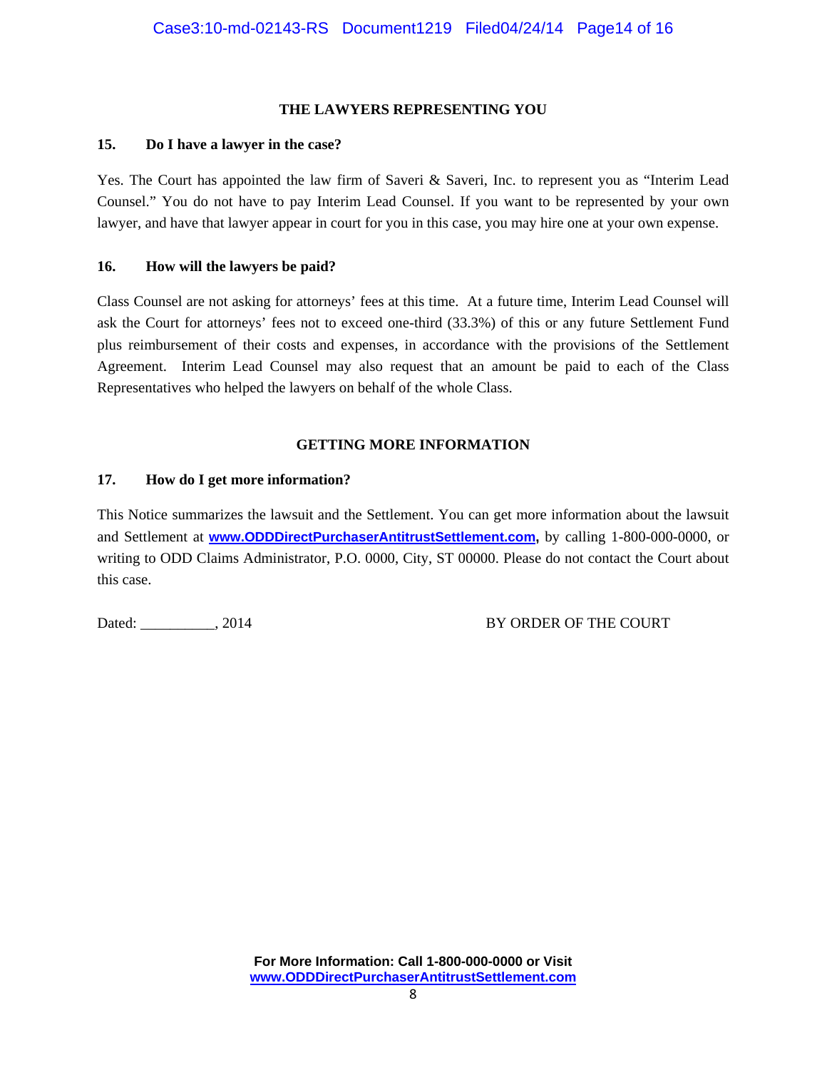## THE LAWYERS REPRESENTING YOU

### 15. Do I have a lawyer in the case?

Yes. The Court has appointed the law firm of Saveri & Saveri, Inc. to represent you as "Interim Lead Counsel." You do not have to pay Interim Lead Counsel. If you want to be represented by your own lawyer, and have that lawyer appear in court for you in this case, you may hire one at your own expense.

### 16. How will the lawyers be paid?

Class Counsel are not asking for attorneys' fees at this time. At a future time, Interim Lead Counsel will ask the Court for attorneys' fees not to exceed one-third (33.3%) of this or any future Settlement Fund plus reimbursement of their costs and expenses, in accordance with the provisions of the Settlement Agreement. Interim Lead Counsel may also request that an amount be paid to each of the Class Representatives who helped the lawyers on behalf of the whole Class.

## GETTING MORE INFORMATION

### 17. How do I get more information?

This Notice summarizes the lawsuit and the Settlement. You can get more information about the lawsuit and Settlement at **www.ODDDirectPurchaserAntitrustSettlement.com**, by calling 1-800-000-0000, or writing to ODD Claims Administrator, P.O. 0000, City, ST 00000. Please do not contact the Court about this case.

Dated: __________, 2014 BY ORDER OF THE COURT

**For More Information: Call 1-800-000-0000 or Visit www.ODDDirectPurchaserAntitrustSettlement.com**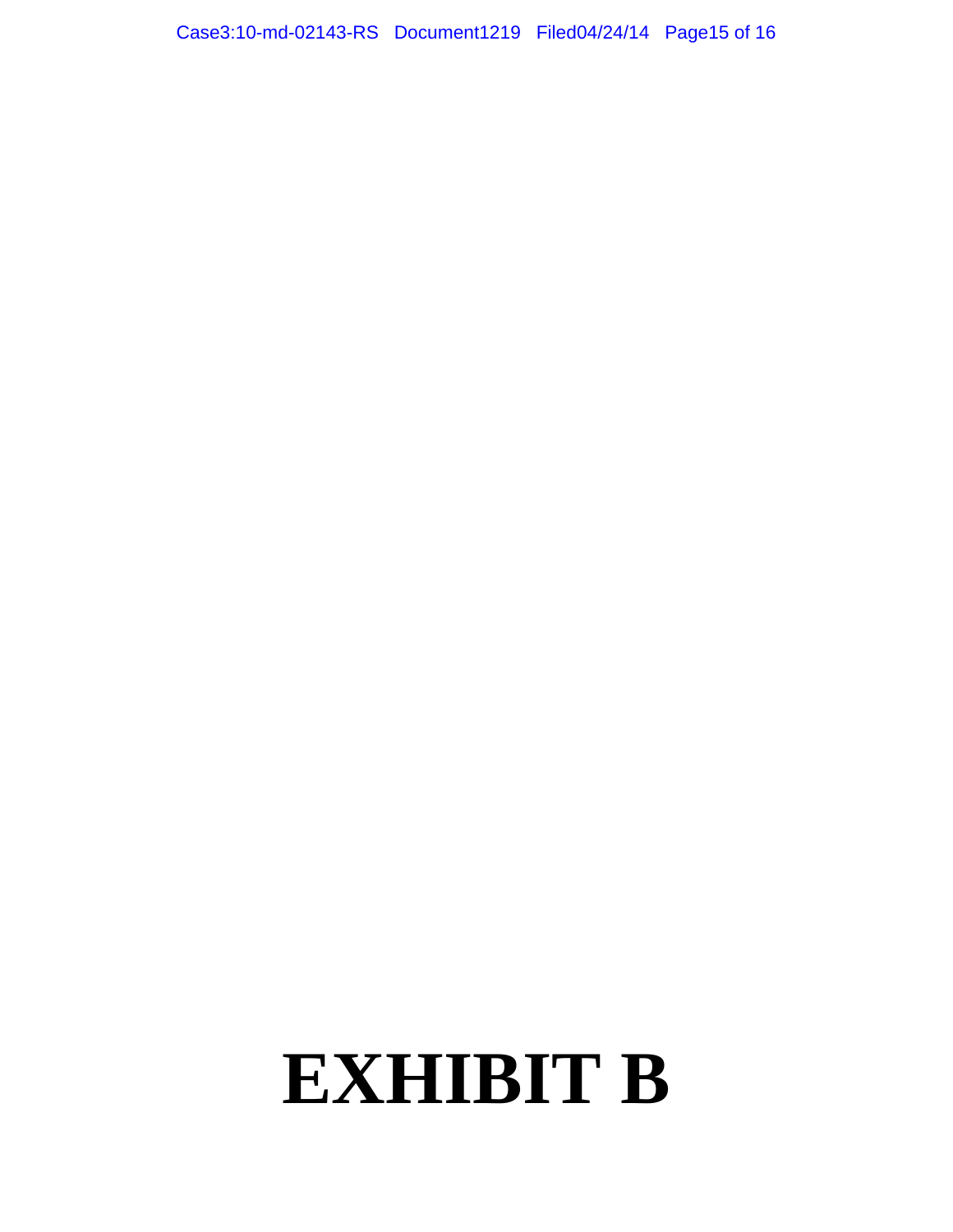# EXHIBIT B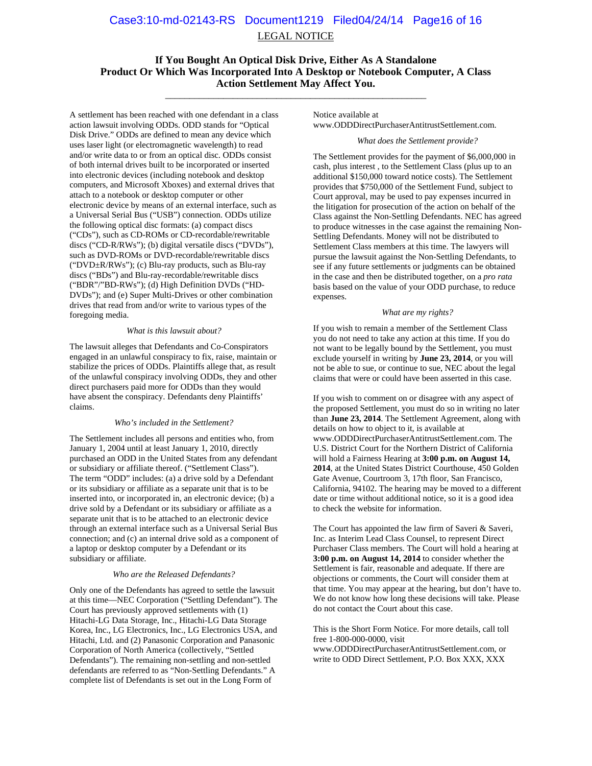LEGAL NOTICE

## If You Bought An Optical Disk Drive, Either As A Standalone Product Or Which Was Incorporated Into A Desktop or Notebook Computer, A Class Action Settlement May Affect You.

---

A settlement has been reached with one defendant in a class action lawsuit involving ODDs. ODD stands for "Optical Disk Drive." ODDs are defined to mean any device which uses laser light (or electromagnetic wavelength) to read and/or write data to or from an optical disc. ODDs consist of both internal drives built to be incorporated or inserted into electronic devices (including notebook and desktop computers, and Microsoft Xboxes) and external drives that attach to a notebook or desktop computer or other electronic device by means of an external interface, such as a Universal Serial Bus ("USB") connection. ODDs utilize the following optical disc formats: (a) compact discs ("CDs"), such as CD-ROMs or CD-recordable/rewritable discs ("CD-R/RWs"); (b) digital versatile discs ("DVDs"), such as DVD-ROMs or DVD-recordable/rewritable discs ("DVD±R/RWs"); (c) Blu-ray products, such as Blu-ray discs ("BDs") and Blu-ray-recordable/rewritable discs ("BDR"/"BD-RWs"); (d) High Definition DVDs ("HD-DVDs"); and (e) Super Multi-Drives or other combination drives that read from and/or write to various types of the foregoing media.

*What is this lawsuit about?*

The lawsuit alleges that Defendants and Co-Conspirators engaged in an unlawful conspiracy to fix, raise, maintain or stabilize the prices of ODDs. Plaintiffs allege that, as result of the unlawful conspiracy involving ODDs, they and other direct purchasers paid more for ODDs than they would have absent the conspiracy. Defendants deny Plaintiffs' claims.

*Who's included in the Settlement?*

The Settlement includes all persons and entities who, from January 1, 2004 until at least January 1, 2010, directly purchased an ODD in the United States from any defendant or subsidiary or affiliate thereof. ("Settlement Class"). The term "ODD" includes: (a) a drive sold by a Defendant or its subsidiary or affiliate as a separate unit that is to be inserted into, or incorporated in, an electronic device; (b) a drive sold by a Defendant or its subsidiary or affiliate as a separate unit that is to be attached to an electronic device through an external interface such as a Universal Serial Bus connection; and (c) an internal drive sold as a component of a laptop or desktop computer by a Defendant or its subsidiary or affiliate.

*Who are the Released Defendants?*

Only one of the Defendants has agreed to settle the lawsuit at this time—NEC Corporation ("Settling Defendant"). The Court has previously approved settlements with (1) Hitachi-LG Data Storage, Inc., Hitachi-LG Data Storage Korea, Inc., LG Electronics, Inc., LG Electronics USA, and Hitachi, Ltd. and (2) Panasonic Corporation and Panasonic Corporation of North America (collectively, "Settled Defendants"). The remaining non-settling and non-settled defendants are referred to as "Non-Settling Defendants." A complete list of Defendants is set out in the Long Form of Notice available at www.ODDDirectPurchaserAntitrustSettlement.com.

*What does the Settlement provide?*

The Settlement provides for the payment of $6,000,000 in cash, plus interest , to the Settlement Class (plus up to an additional $150,000 toward notice costs). The Settlement provides that $750,000 of the Settlement Fund, subject to Court approval, may be used to pay expenses incurred in the litigation for prosecution of the action on behalf of the Class against the Non-Settling Defendants. NEC has agreed to produce witnesses in the case against the remaining Non-Settling Defendants. Money will not be distributed to Settlement Class members at this time. The lawyers will pursue the lawsuit against the Non-Settling Defendants, to see if any future settlements or judgments can be obtained in the case and then be distributed together, on a *pro rata* basis based on the value of your ODD purchase, to reduce expenses.

*What are my rights?*

If you wish to remain a member of the Settlement Class you do not need to take any action at this time. If you do not want to be legally bound by the Settlement, you must exclude yourself in writing by **June 23, 2014**, or you will not be able to sue, or continue to sue, NEC about the legal claims that were or could have been asserted in this case.

If you wish to comment on or disagree with any aspect of the proposed Settlement, you must do so in writing no later than **June 23, 2014**. The Settlement Agreement, along with details on how to object to it, is available at www.ODDDirectPurchaserAntitrustSettlement.com. The U.S. District Court for the Northern District of California will hold a Fairness Hearing at **3:00 p.m. on August 14, 2014**, at the United States District Courthouse, 450 Golden Gate Avenue, Courtroom 3, 17th floor, San Francisco, California, 94102. The hearing may be moved to a different date or time without additional notice, so it is a good idea to check the website for information.

The Court has appointed the law firm of Saveri & Saveri, Inc. as Interim Lead Class Counsel, to represent Direct Purchaser Class members. The Court will hold a hearing at **3:00 p.m. on August 14, 2014** to consider whether the Settlement is fair, reasonable and adequate. If there are objections or comments, the Court will consider them at that time. You may appear at the hearing, but don't have to. We do not know how long these decisions will take. Please do not contact the Court about this case.

This is the Short Form Notice. For more details, call toll free 1-800-000-0000, visit www.ODDDirectPurchaserAntitrustSettlement.com, or write to ODD Direct Settlement, P.O. Box XXX, XXX